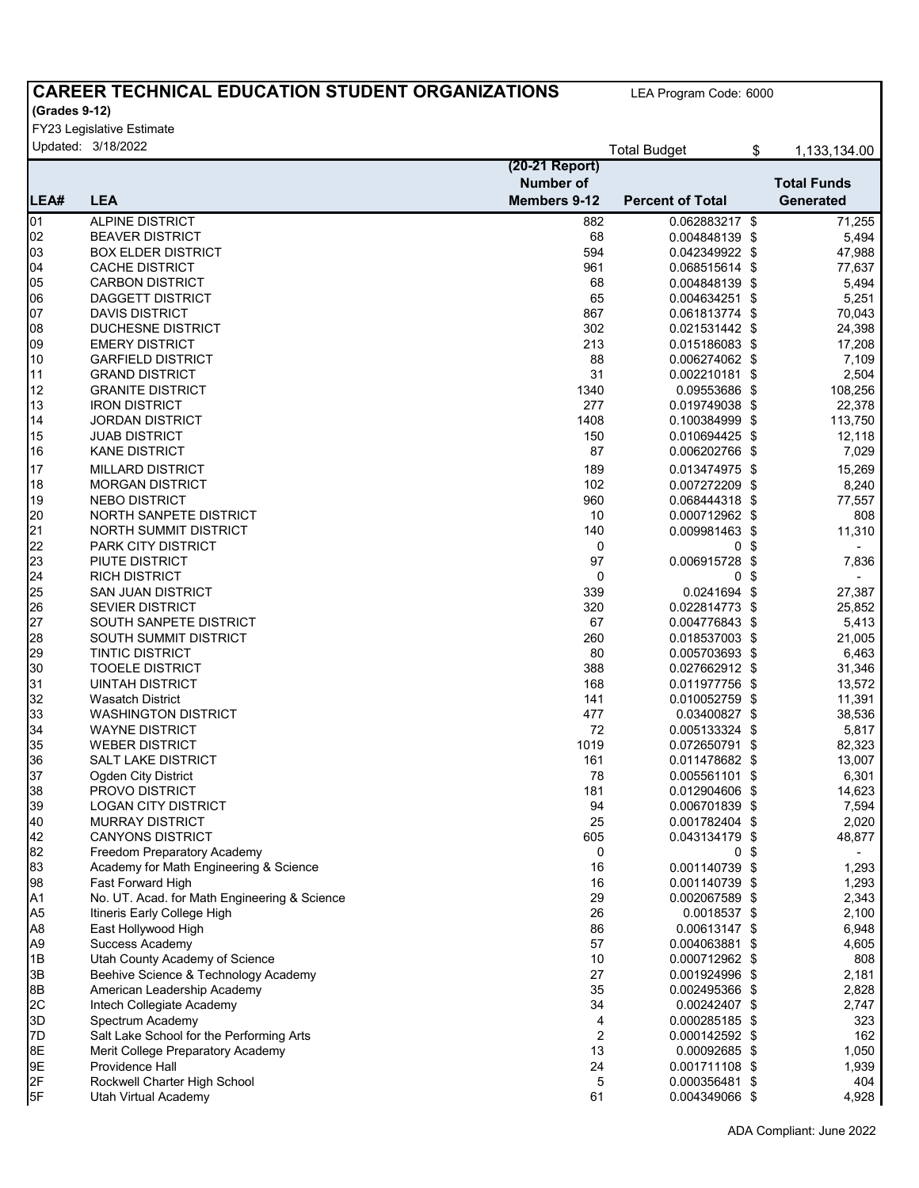# CAREER TECHNICAL EDUCATION STUDENT ORGANIZATIONS

LEA Program Code: 6000

**(Grades 9-12)**

FY23 Legislative Estimate

Updated: 3/18/2022

Total Budget $ 1,133,134.00

| LEA# | LEA | (20-21 Report) Number of Members 9-12 | Percent of Total | Total Funds Generated |
|---|---|---|---|---|
| 01 | ALPINE DISTRICT | 882 | 0.062883217 | $ 71,255 |
| 02 | BEAVER DISTRICT | 68 | 0.004848139 | $ 5,494 |
| 03 | BOX ELDER DISTRICT | 594 | 0.042349922 | $ 47,988 |
| 04 | CACHE DISTRICT | 961 | 0.068515614 | $ 77,637 |
| 05 | CARBON DISTRICT | 68 | 0.004848139 | $ 5,494 |
| 06 | DAGGETT DISTRICT | 65 | 0.004634251 | $ 5,251 |
| 07 | DAVIS DISTRICT | 867 | 0.061813774 | $ 70,043 |
| 08 | DUCHESNE DISTRICT | 302 | 0.021531442 | $ 24,398 |
| 09 | EMERY DISTRICT | 213 | 0.015186083 | $ 17,208 |
| 10 | GARFIELD DISTRICT | 88 | 0.006274062 | $ 7,109 |
| 11 | GRAND DISTRICT | 31 | 0.002210181 | $ 2,504 |
| 12 | GRANITE DISTRICT | 1340 | 0.09553686 | $ 108,256 |
| 13 | IRON DISTRICT | 277 | 0.019749038 | $ 22,378 |
| 14 | JORDAN DISTRICT | 1408 | 0.100384999 | $ 113,750 |
| 15 | JUAB DISTRICT | 150 | 0.010694425 | $ 12,118 |
| 16 | KANE DISTRICT | 87 | 0.006202766 | $ 7,029 |
| 17 | MILLARD DISTRICT | 189 | 0.013474975 | $ 15,269 |
| 18 | MORGAN DISTRICT | 102 | 0.007272209 | $ 8,240 |
| 19 | NEBO DISTRICT | 960 | 0.068444318 | $ 77,557 |
| 20 | NORTH SANPETE DISTRICT | 10 | 0.000712962 | $ 808 |
| 21 | NORTH SUMMIT DISTRICT | 140 | 0.009981463 | $ 11,310 |
| 22 | PARK CITY DISTRICT | 0 | 0 | $ - |
| 23 | PIUTE DISTRICT | 97 | 0.006915728 | $ 7,836 |
| 24 | RICH DISTRICT | 0 | 0 | $ - |
| 25 | SAN JUAN DISTRICT | 339 | 0.0241694 | $ 27,387 |
| 26 | SEVIER DISTRICT | 320 | 0.022814773 | $ 25,852 |
| 27 | SOUTH SANPETE DISTRICT | 67 | 0.004776843 | $ 5,413 |
| 28 | SOUTH SUMMIT DISTRICT | 260 | 0.018537003 | $ 21,005 |
| 29 | TINTIC DISTRICT | 80 | 0.005703693 | $ 6,463 |
| 30 | TOOELE DISTRICT | 388 | 0.027662912 | $ 31,346 |
| 31 | UINTAH DISTRICT | 168 | 0.011977756 | $ 13,572 |
| 32 | Wasatch District | 141 | 0.010052759 | $ 11,391 |
| 33 | WASHINGTON DISTRICT | 477 | 0.03400827 | $ 38,536 |
| 34 | WAYNE DISTRICT | 72 | 0.005133324 | $ 5,817 |
| 35 | WEBER DISTRICT | 1019 | 0.072650791 | $ 82,323 |
| 36 | SALT LAKE DISTRICT | 161 | 0.011478682 | $ 13,007 |
| 37 | Ogden City District | 78 | 0.005561101 | $ 6,301 |
| 38 | PROVO DISTRICT | 181 | 0.012904606 | $ 14,623 |
| 39 | LOGAN CITY DISTRICT | 94 | 0.006701839 | $ 7,594 |
| 40 | MURRAY DISTRICT | 25 | 0.001782404 | $ 2,020 |
| 42 | CANYONS DISTRICT | 605 | 0.043134179 | $ 48,877 |
| 82 | Freedom Preparatory Academy | 0 | 0 | $ - |
| 83 | Academy for Math Engineering & Science | 16 | 0.001140739 | $ 1,293 |
| 98 | Fast Forward High | 16 | 0.001140739 | $ 1,293 |
| A1 | No. UT. Acad. for Math Engineering & Science | 29 | 0.002067589 | $ 2,343 |
| A5 | Itineris Early College High | 26 | 0.0018537 | $ 2,100 |
| A8 | East Hollywood High | 86 | 0.00613147 | $ 6,948 |
| A9 | Success Academy | 57 | 0.004063881 | $ 4,605 |
| 1B | Utah County Academy of Science | 10 | 0.000712962 | $ 808 |
| 3B | Beehive Science & Technology Academy | 27 | 0.001924996 | $ 2,181 |
| 8B | American Leadership Academy | 35 | 0.002495366 | $ 2,828 |
| 2C | Intech Collegiate Academy | 34 | 0.00242407 | $ 2,747 |
| 3D | Spectrum Academy | 4 | 0.000285185 | $ 323 |
| 7D | Salt Lake School for the Performing Arts | 2 | 0.000142592 | $ 162 |
| 8E | Merit College Preparatory Academy | 13 | 0.00092685 | $ 1,050 |
| 9E | Providence Hall | 24 | 0.001711108 | $ 1,939 |
| 2F | Rockwell Charter High School | 5 | 0.000356481 | $ 404 |
| 5F | Utah Virtual Academy | 61 | 0.004349066 | $ 4,928 |

ADA Compliant: June 2022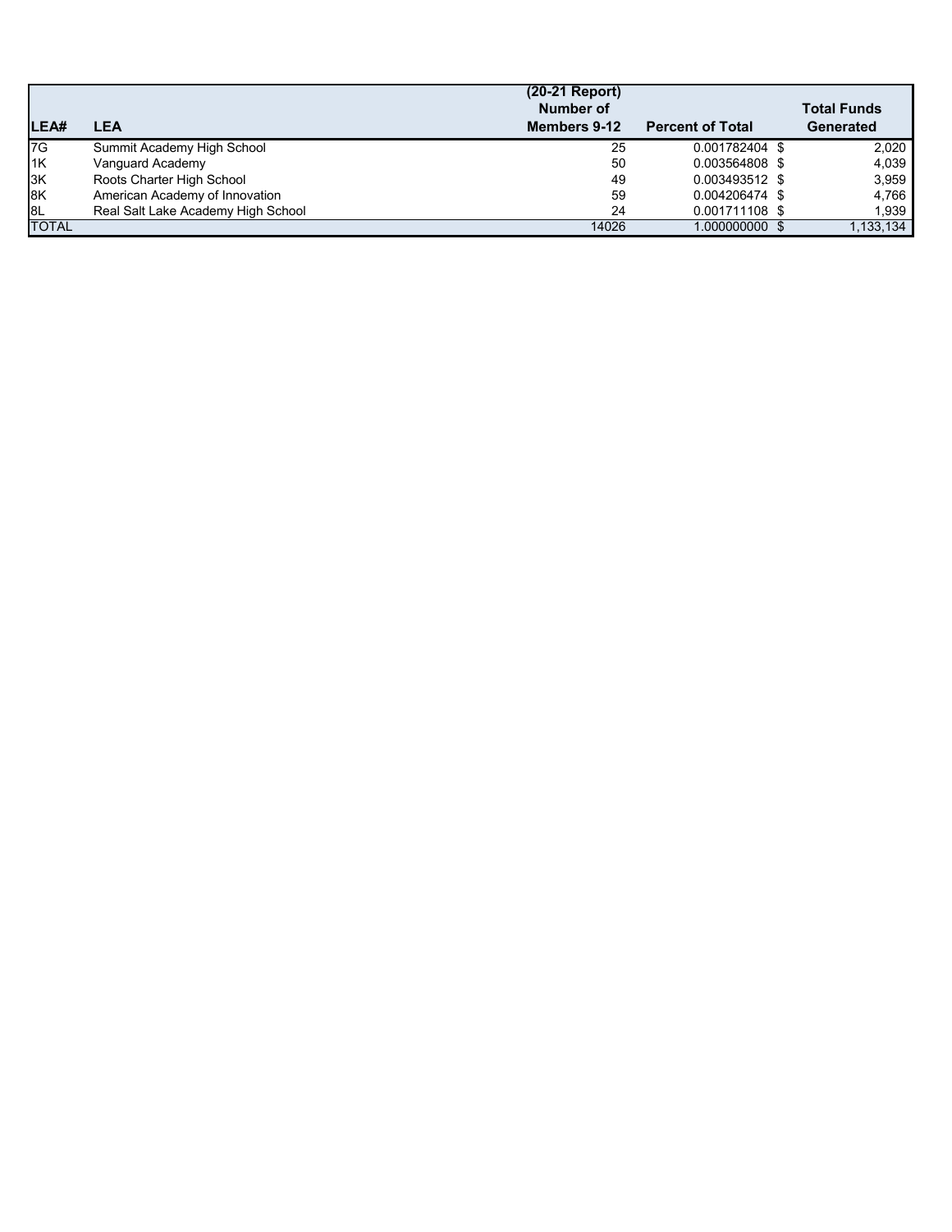| LEA# | LEA | (20-21 Report) Number of Members 9-12 | Percent of Total | Total Funds Generated |
|---|---|---|---|---|
| 7G | Summit Academy High School | 25 | 0.001782404 | $ 2,020 |
| 1K | Vanguard Academy | 50 | 0.003564808 | $ 4,039 |
| 3K | Roots Charter High School | 49 | 0.003493512 | $ 3,959 |
| 8K | American Academy of Innovation | 59 | 0.004206474 | $ 4,766 |
| 8L | Real Salt Lake Academy High School | 24 | 0.001711108 | $ 1,939 |
| TOTAL | | 14026 | 1.000000000 | $ 1,133,134 |